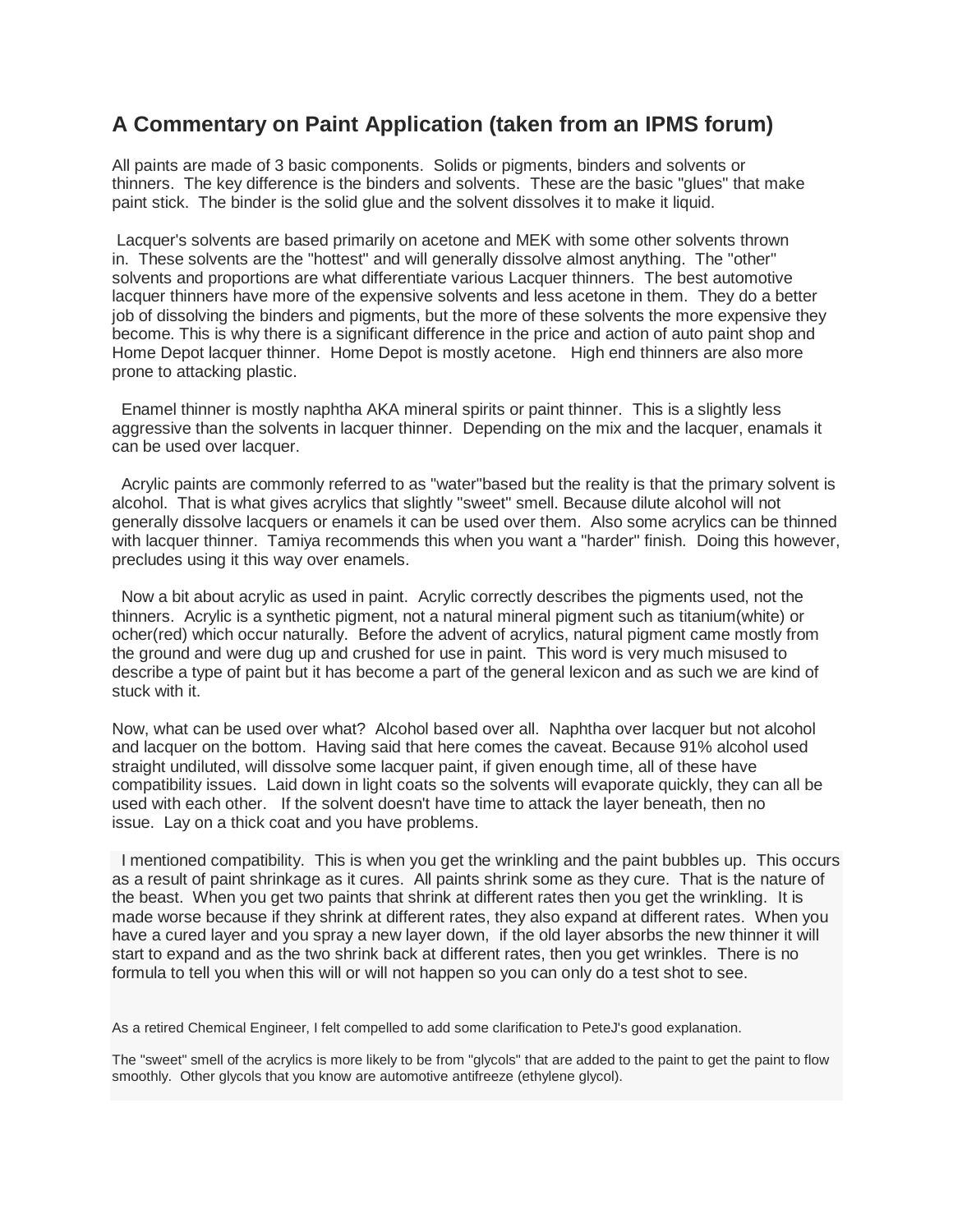## A Commentary on Paint Application (taken from an IPMS forum)

All paints are made of 3 basic components. Solids or pigments, binders and solvents or thinners. The key difference is the binders and solvents. These are the basic "glues" that make paint stick. The binder is the solid glue and the solvent dissolves it to make it liquid.

Lacquer's solvents are based primarily on acetone and MEK with some other solvents thrown in. These solvents are the "hottest" and will generally dissolve almost anything. The "other" solvents and proportions are what differentiate various Lacquer thinners. The best automotive lacquer thinners have more of the expensive solvents and less acetone in them. They do a better job of dissolving the binders and pigments, but the more of these solvents the more expensive they become. This is why there is a significant difference in the price and action of auto paint shop and Home Depot lacquer thinner. Home Depot is mostly acetone. High end thinners are also more prone to attacking plastic.

Enamel thinner is mostly naphtha AKA mineral spirits or paint thinner. This is a slightly less aggressive than the solvents in lacquer thinner. Depending on the mix and the lacquer, enamals it can be used over lacquer.

Acrylic paints are commonly referred to as "water"based but the reality is that the primary solvent is alcohol. That is what gives acrylics that slightly "sweet" smell. Because dilute alcohol will not generally dissolve lacquers or enamels it can be used over them. Also some acrylics can be thinned with lacquer thinner. Tamiya recommends this when you want a "harder" finish. Doing this however, precludes using it this way over enamels.

Now a bit about acrylic as used in paint. Acrylic correctly describes the pigments used, not the thinners. Acrylic is a synthetic pigment, not a natural mineral pigment such as titanium(white) or ocher(red) which occur naturally. Before the advent of acrylics, natural pigment came mostly from the ground and were dug up and crushed for use in paint. This word is very much misused to describe a type of paint but it has become a part of the general lexicon and as such we are kind of stuck with it.

Now, what can be used over what? Alcohol based over all. Naphtha over lacquer but not alcohol and lacquer on the bottom. Having said that here comes the caveat. Because 91% alcohol used straight undiluted, will dissolve some lacquer paint, if given enough time, all of these have compatibility issues. Laid down in light coats so the solvents will evaporate quickly, they can all be used with each other. If the solvent doesn't have time to attack the layer beneath, then no issue. Lay on a thick coat and you have problems.

I mentioned compatibility. This is when you get the wrinkling and the paint bubbles up. This occurs as a result of paint shrinkage as it cures. All paints shrink some as they cure. That is the nature of the beast. When you get two paints that shrink at different rates then you get the wrinkling. It is made worse because if they shrink at different rates, they also expand at different rates. When you have a cured layer and you spray a new layer down, if the old layer absorbs the new thinner it will start to expand and as the two shrink back at different rates, then you get wrinkles. There is no formula to tell you when this will or will not happen so you can only do a test shot to see.

As a retired Chemical Engineer, I felt compelled to add some clarification to PeteJ's good explanation.

The "sweet" smell of the acrylics is more likely to be from "glycols" that are added to the paint to get the paint to flow smoothly. Other glycols that you know are automotive antifreeze (ethylene glycol).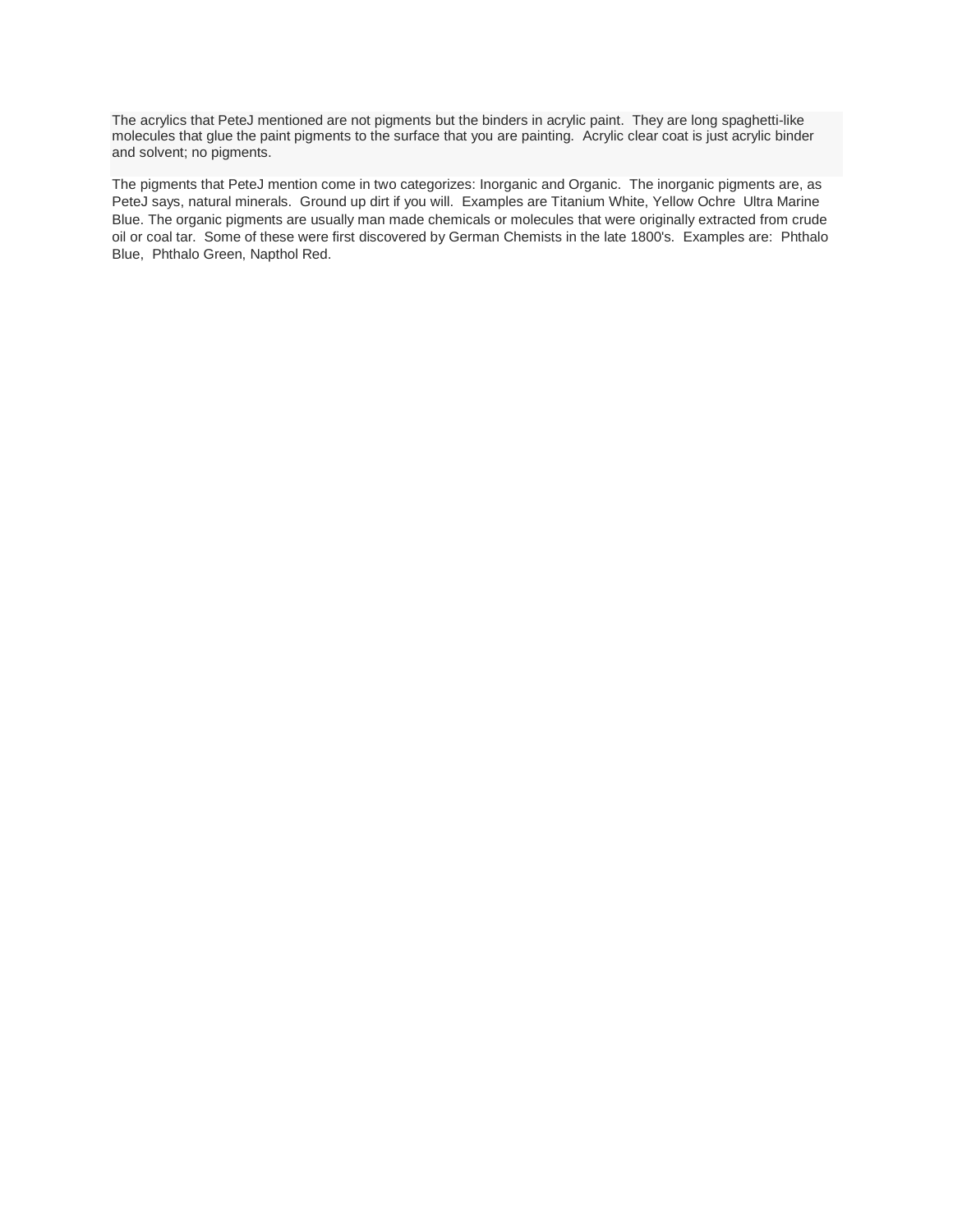The acrylics that PeteJ mentioned are not pigments but the binders in acrylic paint.  They are long spaghetti-like molecules that glue the paint pigments to the surface that you are painting.  Acrylic clear coat is just acrylic binder and solvent; no pigments.

The pigments that PeteJ mention come in two categorizes: Inorganic and Organic.  The inorganic pigments are, as PeteJ says, natural minerals.  Ground up dirt if you will.  Examples are Titanium White, Yellow Ochre  Ultra Marine Blue. The organic pigments are usually man made chemicals or molecules that were originally extracted from crude oil or coal tar.  Some of these were first discovered by German Chemists in the late 1800's.  Examples are:  Phthalo Blue,  Phthalo Green, Napthol Red.